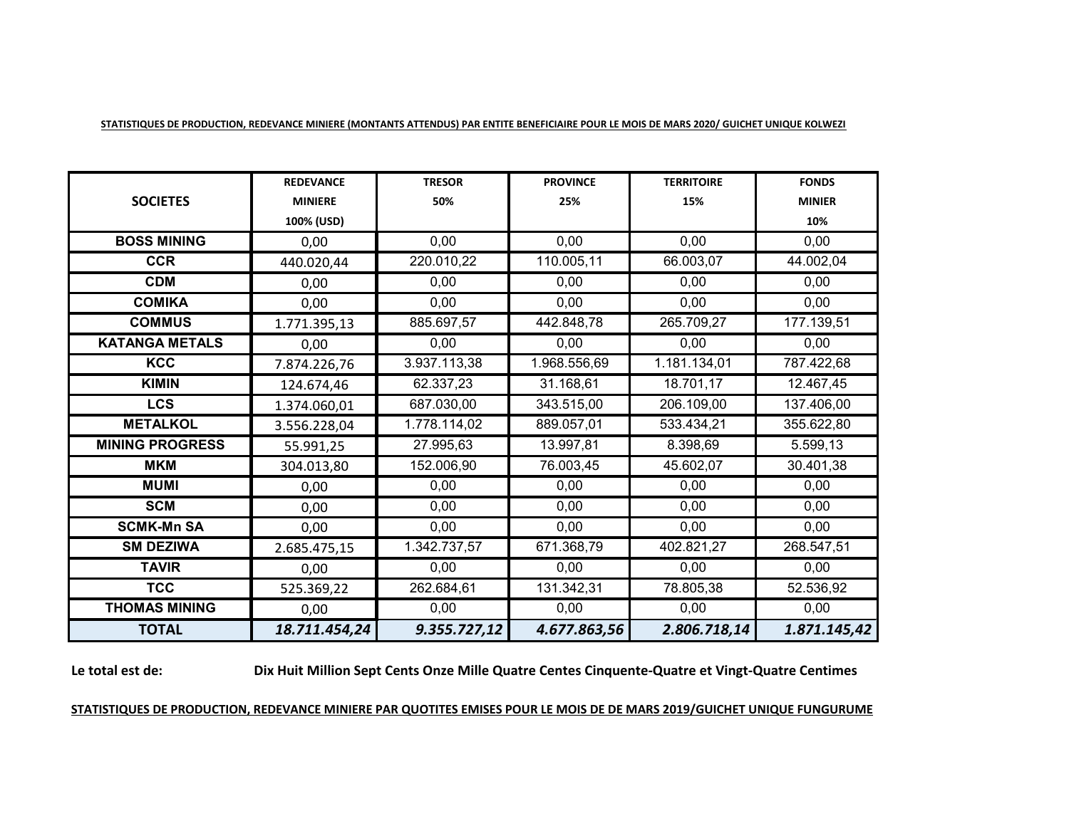**STATISTIQUES DE PRODUCTION, REDEVANCE MINIERE (MONTANTS ATTENDUS) PAR ENTITE BENEFICIAIRE POUR LE MOIS DE MARS 2020/ GUICHET UNIQUE KOLWEZI**

| SOCIETES | REDEVANCE MINIERE 100% (USD) | TRESOR 50% | PROVINCE 25% | TERRITOIRE 15% | FONDS MINIER 10% |
|---|---|---|---|---|---|
| BOSS MINING | 0,00 | 0,00 | 0,00 | 0,00 | 0,00 |
| CCR | 440.020,44 | 220.010,22 | 110.005,11 | 66.003,07 | 44.002,04 |
| CDM | 0,00 | 0,00 | 0,00 | 0,00 | 0,00 |
| COMIKA | 0,00 | 0,00 | 0,00 | 0,00 | 0,00 |
| COMMUS | 1.771.395,13 | 885.697,57 | 442.848,78 | 265.709,27 | 177.139,51 |
| KATANGA METALS | 0,00 | 0,00 | 0,00 | 0,00 | 0,00 |
| KCC | 7.874.226,76 | 3.937.113,38 | 1.968.556,69 | 1.181.134,01 | 787.422,68 |
| KIMIN | 124.674,46 | 62.337,23 | 31.168,61 | 18.701,17 | 12.467,45 |
| LCS | 1.374.060,01 | 687.030,00 | 343.515,00 | 206.109,00 | 137.406,00 |
| METALKOL | 3.556.228,04 | 1.778.114,02 | 889.057,01 | 533.434,21 | 355.622,80 |
| MINING PROGRESS | 55.991,25 | 27.995,63 | 13.997,81 | 8.398,69 | 5.599,13 |
| MKM | 304.013,80 | 152.006,90 | 76.003,45 | 45.602,07 | 30.401,38 |
| MUMI | 0,00 | 0,00 | 0,00 | 0,00 | 0,00 |
| SCM | 0,00 | 0,00 | 0,00 | 0,00 | 0,00 |
| SCMK-Mn SA | 0,00 | 0,00 | 0,00 | 0,00 | 0,00 |
| SM DEZIWA | 2.685.475,15 | 1.342.737,57 | 671.368,79 | 402.821,27 | 268.547,51 |
| TAVIR | 0,00 | 0,00 | 0,00 | 0,00 | 0,00 |
| TCC | 525.369,22 | 262.684,61 | 131.342,31 | 78.805,38 | 52.536,92 |
| THOMAS MINING | 0,00 | 0,00 | 0,00 | 0,00 | 0,00 |
| **TOTAL** | ***18.711.454,24*** | ***9.355.727,12*** | ***4.677.863,56*** | ***2.806.718,14*** | ***1.871.145,42*** |

**Le total est de:** **Dix Huit Million Sept Cents Onze Mille Quatre Centes Cinquente-Quatre et Vingt-Quatre Centimes**

**STATISTIQUES DE PRODUCTION, REDEVANCE MINIERE PAR QUOTITES EMISES POUR LE MOIS DE DE MARS 2019/GUICHET UNIQUE FUNGURUME**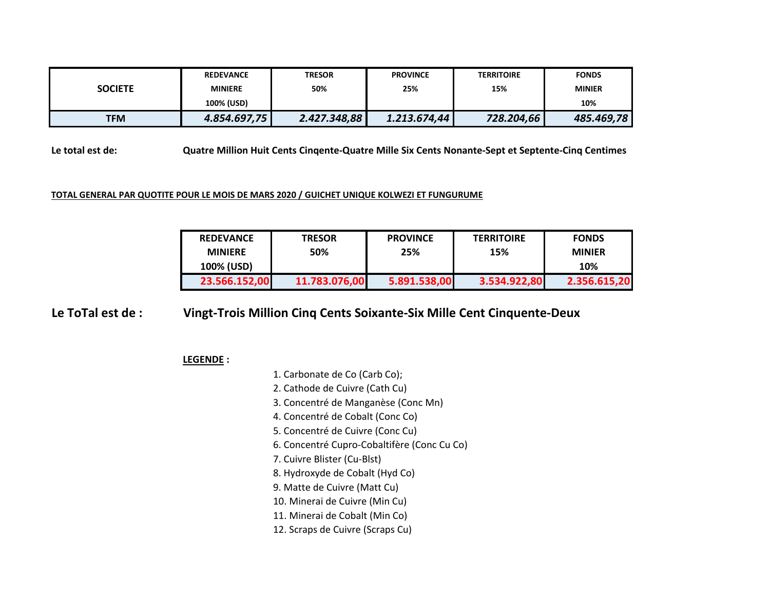| SOCIETE | REDEVANCE MINIERE 100% (USD) | TRESOR 50% | PROVINCE 25% | TERRITOIRE 15% | FONDS MINIER 10% |
|---|---|---|---|---|---|
| TFM | *4.854.697,75* | *2.427.348,88* | *1.213.674,44* | *728.204,66* | *485.469,78* |

**Le total est de:** **Quatre Million Huit Cents Cinqente-Quatre Mille Six Cents Nonante-Sept et Septente-Cinq Centimes**

**TOTAL GENERAL PAR QUOTITE POUR LE MOIS DE MARS 2020 / GUICHET UNIQUE KOLWEZI ET FUNGURUME**

| REDEVANCE MINIERE 100% (USD) | TRESOR 50% | PROVINCE 25% | TERRITOIRE 15% | FONDS MINIER 10% |
|---|---|---|---|---|
| 23.566.152,00 | 11.783.076,00 | 5.891.538,00 | 3.534.922,80 | 2.356.615,20 |

**Le ToTal est de :** **Vingt-Trois Million Cinq Cents Soixante-Six Mille Cent Cinquente-Deux**

**LEGENDE :**

1. Carbonate de Co (Carb Co);
2. Cathode de Cuivre (Cath Cu)
3. Concentré de Manganèse (Conc Mn)
4. Concentré de Cobalt (Conc Co)
5. Concentré de Cuivre (Conc Cu)
6. Concentré Cupro-Cobaltifère (Conc Cu Co)
7. Cuivre Blister (Cu-Blst)
8. Hydroxyde de Cobalt (Hyd Co)
9. Matte de Cuivre (Matt Cu)
10. Minerai de Cuivre (Min Cu)
11. Minerai de Cobalt (Min Co)
12. Scraps de Cuivre (Scraps Cu)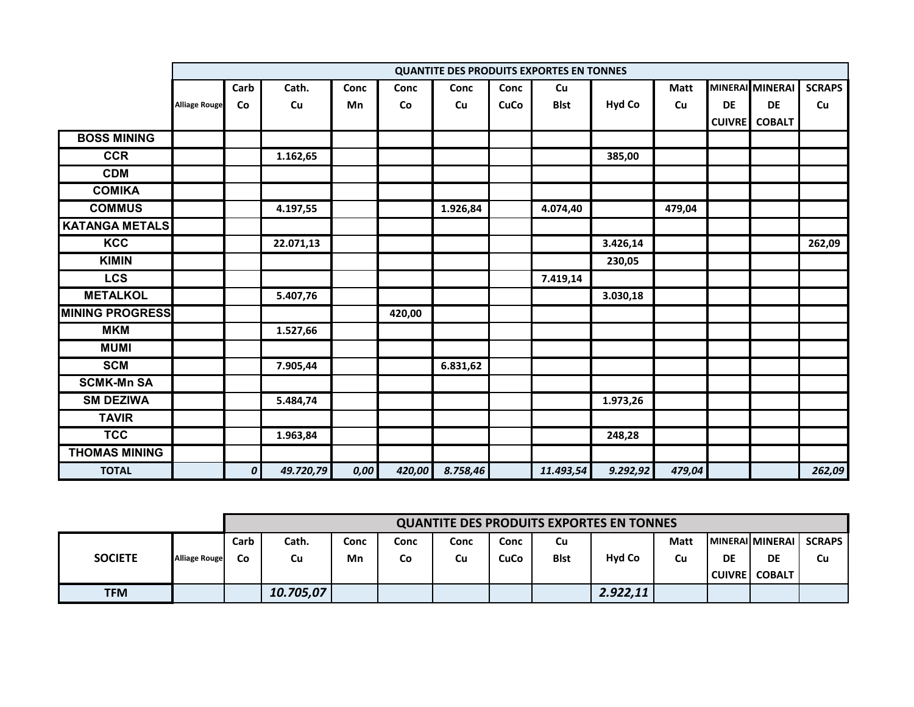| | QUANTITE DES PRODUITS EXPORTES EN TONNES | | | | | | | | | | | | |
|---|---|---|---|---|---|---|---|---|---|---|---|---|---|
| | Alliage Rouge | Carb Co | Cath. Cu | Conc Mn | Conc Co | Conc Cu | Conc CuCo | Cu Blst | Hyd Co | Matt Cu | MINERAI DE CUIVRE | MINERAI DE COBALT | SCRAPS Cu |
| **BOSS MINING** | | | | | | | | | | | | | |
| **CCR** | | | 1.162,65 | | | | | | 385,00 | | | | |
| **CDM** | | | | | | | | | | | | | |
| **COMIKA** | | | | | | | | | | | | | |
| **COMMUS** | | | 4.197,55 | | | 1.926,84 | | 4.074,40 | | 479,04 | | | |
| **KATANGA METALS** | | | | | | | | | | | | | |
| **KCC** | | | 22.071,13 | | | | | | 3.426,14 | | | | 262,09 |
| **KIMIN** | | | | | | | | | 230,05 | | | | |
| **LCS** | | | | | | | | 7.419,14 | | | | | |
| **METALKOL** | | | 5.407,76 | | | | | | 3.030,18 | | | | |
| **MINING PROGRESS** | | | | | 420,00 | | | | | | | | |
| **MKM** | | | 1.527,66 | | | | | | | | | | |
| **MUMI** | | | | | | | | | | | | | |
| **SCM** | | | 7.905,44 | | | 6.831,62 | | | | | | | |
| **SCMK-Mn SA** | | | | | | | | | | | | | |
| **SM DEZIWA** | | | 5.484,74 | | | | | | 1.973,26 | | | | |
| **TAVIR** | | | | | | | | | | | | | |
| **TCC** | | | 1.963,84 | | | | | | 248,28 | | | | |
| **THOMAS MINING** | | | | | | | | | | | | | |
| **TOTAL** | | *0* | *49.720,79* | *0,00* | *420,00* | *8.758,46* | | *11.493,54* | *9.292,92* | *479,04* | | | *262,09* |

| | | QUANTITE DES PRODUITS EXPORTES EN TONNES | | | | | | | | | | | |
|---|---|---|---|---|---|---|---|---|---|---|---|---|---|
| **SOCIETE** | Alliage Rouge | Carb Co | Cath. Cu | Conc Mn | Conc Co | Conc Cu | Conc CuCo | Cu Blst | Hyd Co | Matt Cu | MINERAI DE CUIVRE | MINERAI DE COBALT | SCRAPS Cu |
| **TFM** | | | *10.705,07* | | | | | | *2.922,11* | | | | |